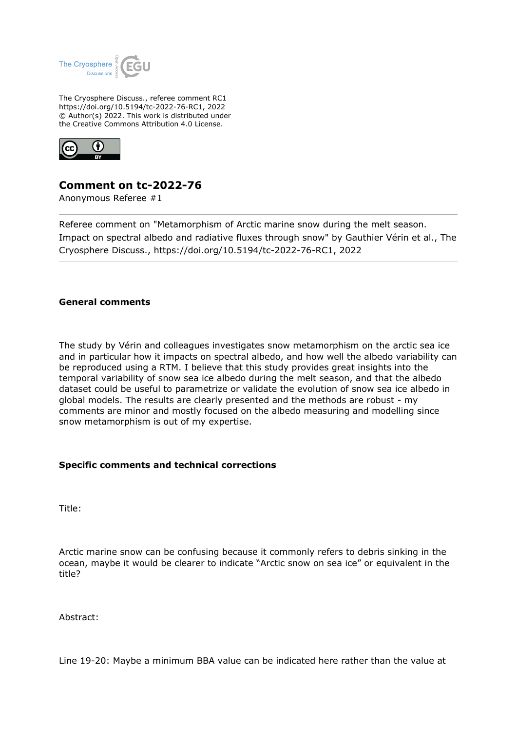The Cryosphere Discuss., referee comment RC1
https://doi.org/10.5194/tc-2022-76-RC1, 2022
© Author(s) 2022. This work is distributed under
the Creative Commons Attribution 4.0 License.

# Comment on tc-2022-76

Anonymous Referee #1

Referee comment on "Metamorphism of Arctic marine snow during the melt season. Impact on spectral albedo and radiative fluxes through snow" by Gauthier Vérin et al., The Cryosphere Discuss., https://doi.org/10.5194/tc-2022-76-RC1, 2022

## General comments

The study by Vérin and colleagues investigates snow metamorphism on the arctic sea ice and in particular how it impacts on spectral albedo, and how well the albedo variability can be reproduced using a RTM. I believe that this study provides great insights into the temporal variability of snow sea ice albedo during the melt season, and that the albedo dataset could be useful to parametrize or validate the evolution of snow sea ice albedo in global models. The results are clearly presented and the methods are robust - my comments are minor and mostly focused on the albedo measuring and modelling since snow metamorphism is out of my expertise.

## Specific comments and technical corrections

Title:

Arctic marine snow can be confusing because it commonly refers to debris sinking in the ocean, maybe it would be clearer to indicate "Arctic snow on sea ice" or equivalent in the title?

Abstract:

Line 19-20: Maybe a minimum BBA value can be indicated here rather than the value at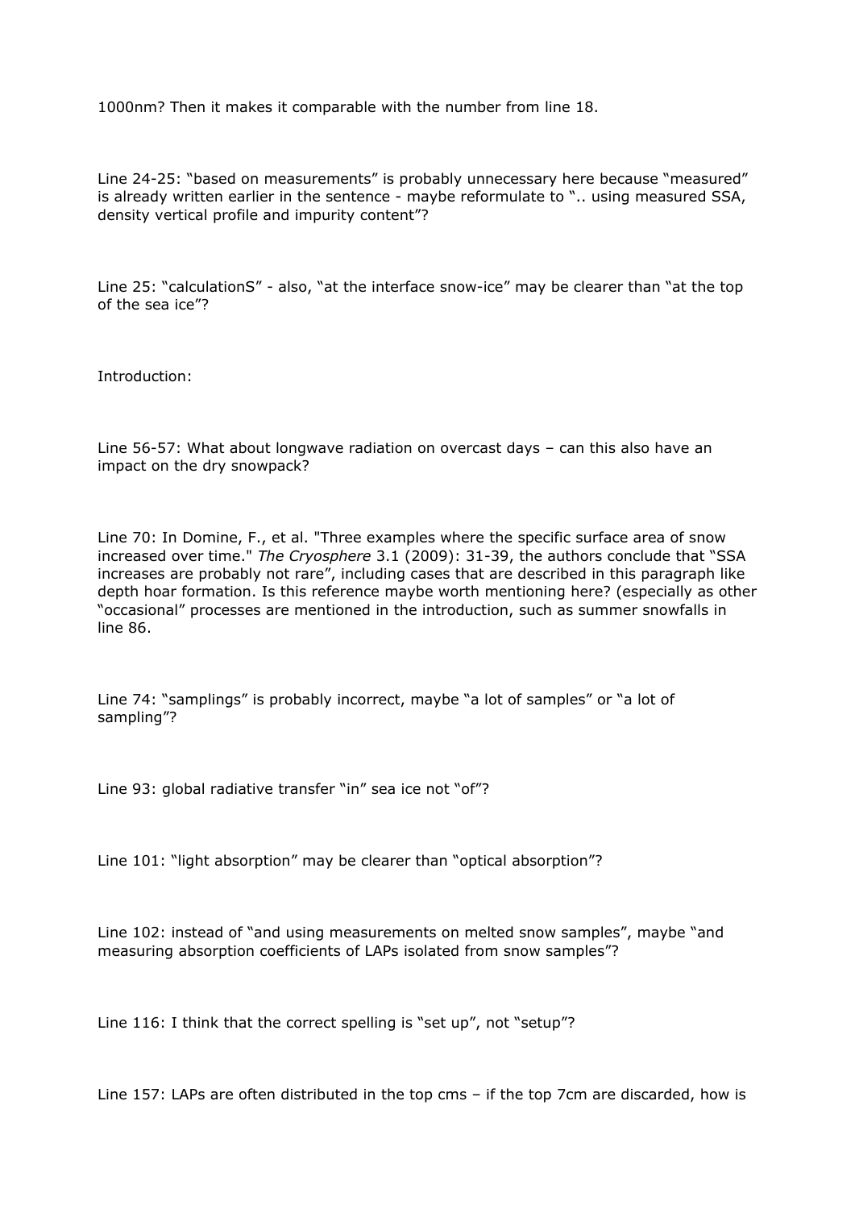1000nm? Then it makes it comparable with the number from line 18.

Line 24-25: "based on measurements" is probably unnecessary here because "measured" is already written earlier in the sentence - maybe reformulate to ".. using measured SSA, density vertical profile and impurity content"?

Line 25: "calculationS" - also, "at the interface snow-ice" may be clearer than "at the top of the sea ice"?

Introduction:

Line 56-57: What about longwave radiation on overcast days – can this also have an impact on the dry snowpack?

Line 70: In Domine, F., et al. "Three examples where the specific surface area of snow increased over time." *The Cryosphere* 3.1 (2009): 31-39, the authors conclude that "SSA increases are probably not rare", including cases that are described in this paragraph like depth hoar formation. Is this reference maybe worth mentioning here? (especially as other "occasional" processes are mentioned in the introduction, such as summer snowfalls in line 86.

Line 74: "samplings" is probably incorrect, maybe "a lot of samples" or "a lot of sampling"?

Line 93: global radiative transfer "in" sea ice not "of"?

Line 101: "light absorption" may be clearer than "optical absorption"?

Line 102: instead of "and using measurements on melted snow samples", maybe "and measuring absorption coefficients of LAPs isolated from snow samples"?

Line 116: I think that the correct spelling is "set up", not "setup"?

Line 157: LAPs are often distributed in the top cms – if the top 7cm are discarded, how is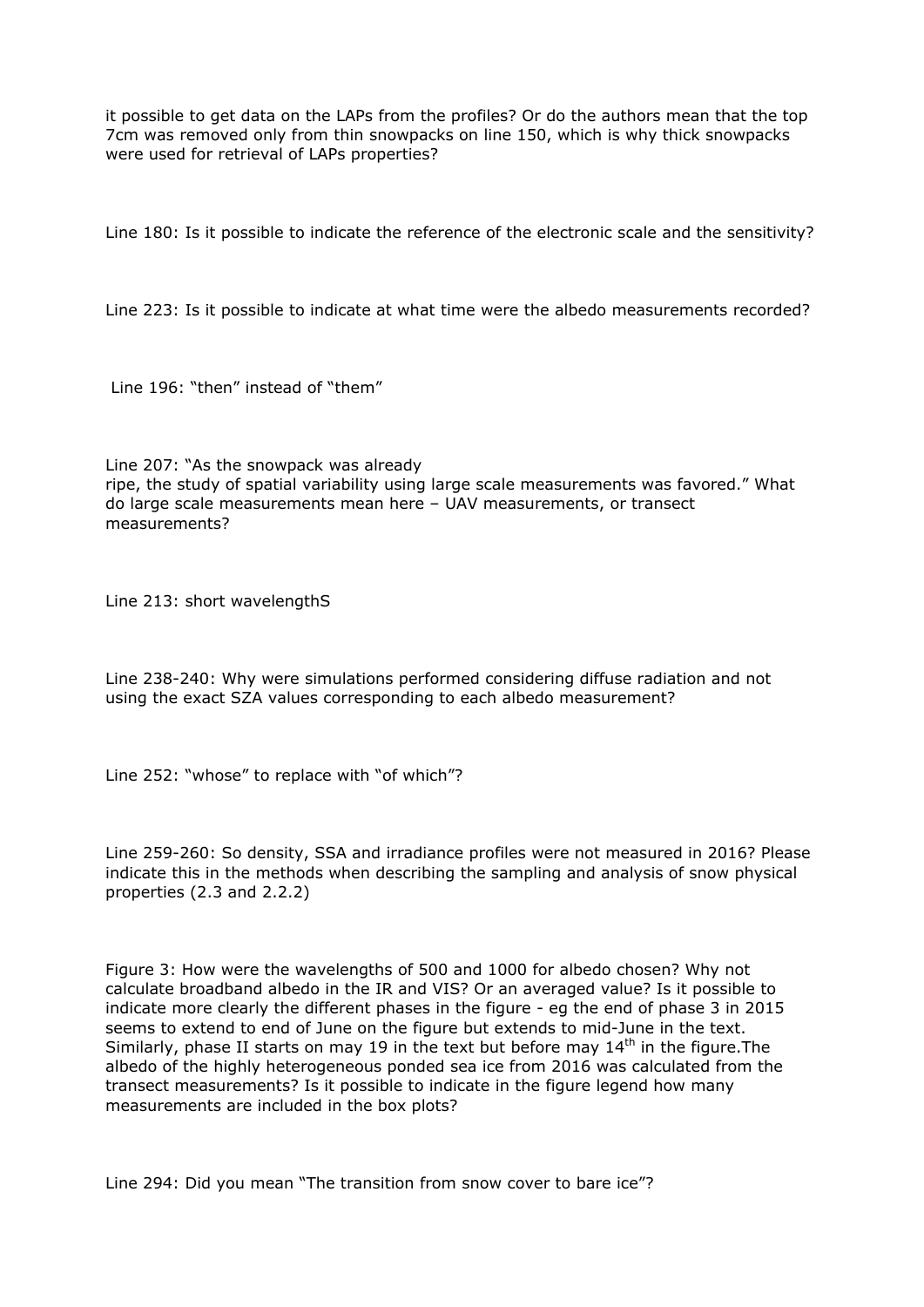it possible to get data on the LAPs from the profiles? Or do the authors mean that the top 7cm was removed only from thin snowpacks on line 150, which is why thick snowpacks were used for retrieval of LAPs properties?

Line 180: Is it possible to indicate the reference of the electronic scale and the sensitivity?

Line 223: Is it possible to indicate at what time were the albedo measurements recorded?

Line 196: "then" instead of "them"

Line 207: "As the snowpack was already ripe, the study of spatial variability using large scale measurements was favored." What do large scale measurements mean here – UAV measurements, or transect measurements?

Line 213: short wavelengthS

Line 238-240: Why were simulations performed considering diffuse radiation and not using the exact SZA values corresponding to each albedo measurement?

Line 252: "whose" to replace with "of which"?

Line 259-260: So density, SSA and irradiance profiles were not measured in 2016? Please indicate this in the methods when describing the sampling and analysis of snow physical properties (2.3 and 2.2.2)

Figure 3: How were the wavelengths of 500 and 1000 for albedo chosen? Why not calculate broadband albedo in the IR and VIS? Or an averaged value? Is it possible to indicate more clearly the different phases in the figure - eg the end of phase 3 in 2015 seems to extend to end of June on the figure but extends to mid-June in the text. Similarly, phase II starts on may 19 in the text but before may 14th in the figure.The albedo of the highly heterogeneous ponded sea ice from 2016 was calculated from the transect measurements? Is it possible to indicate in the figure legend how many measurements are included in the box plots?

Line 294: Did you mean "The transition from snow cover to bare ice"?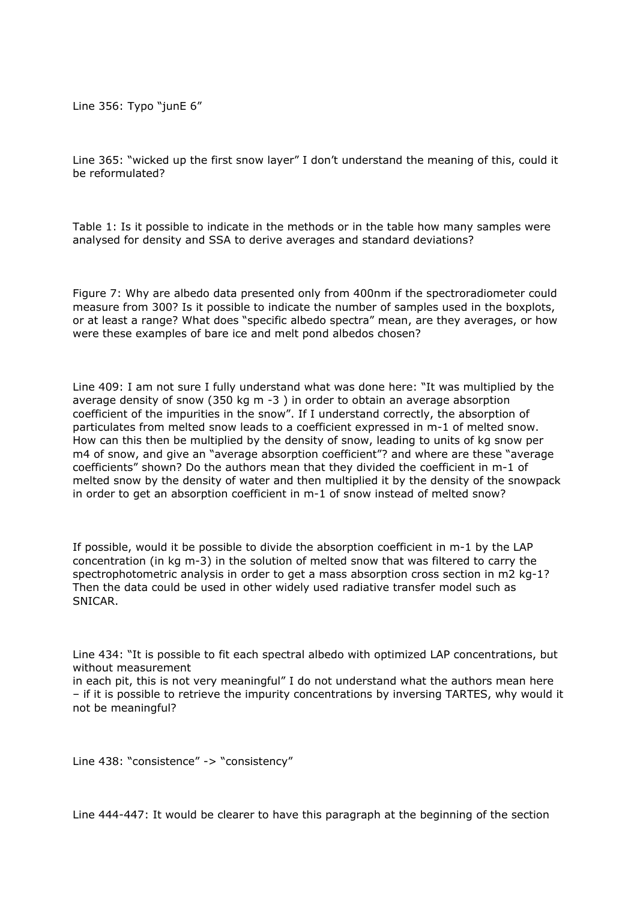Line 356: Typo "junE 6"

Line 365: "wicked up the first snow layer" I don't understand the meaning of this, could it be reformulated?

Table 1: Is it possible to indicate in the methods or in the table how many samples were analysed for density and SSA to derive averages and standard deviations?

Figure 7: Why are albedo data presented only from 400nm if the spectroradiometer could measure from 300? Is it possible to indicate the number of samples used in the boxplots, or at least a range? What does "specific albedo spectra" mean, are they averages, or how were these examples of bare ice and melt pond albedos chosen?

Line 409: I am not sure I fully understand what was done here: "It was multiplied by the average density of snow (350 kg m -3 ) in order to obtain an average absorption coefficient of the impurities in the snow". If I understand correctly, the absorption of particulates from melted snow leads to a coefficient expressed in m-1 of melted snow. How can this then be multiplied by the density of snow, leading to units of kg snow per m4 of snow, and give an "average absorption coefficient"? and where are these "average coefficients" shown? Do the authors mean that they divided the coefficient in m-1 of melted snow by the density of water and then multiplied it by the density of the snowpack in order to get an absorption coefficient in m-1 of snow instead of melted snow?

If possible, would it be possible to divide the absorption coefficient in m-1 by the LAP concentration (in kg m-3) in the solution of melted snow that was filtered to carry the spectrophotometric analysis in order to get a mass absorption cross section in m2 kg-1? Then the data could be used in other widely used radiative transfer model such as SNICAR.

Line 434: "It is possible to fit each spectral albedo with optimized LAP concentrations, but without measurement
in each pit, this is not very meaningful" I do not understand what the authors mean here – if it is possible to retrieve the impurity concentrations by inversing TARTES, why would it not be meaningful?

Line 438: "consistence" -> "consistency"

Line 444-447: It would be clearer to have this paragraph at the beginning of the section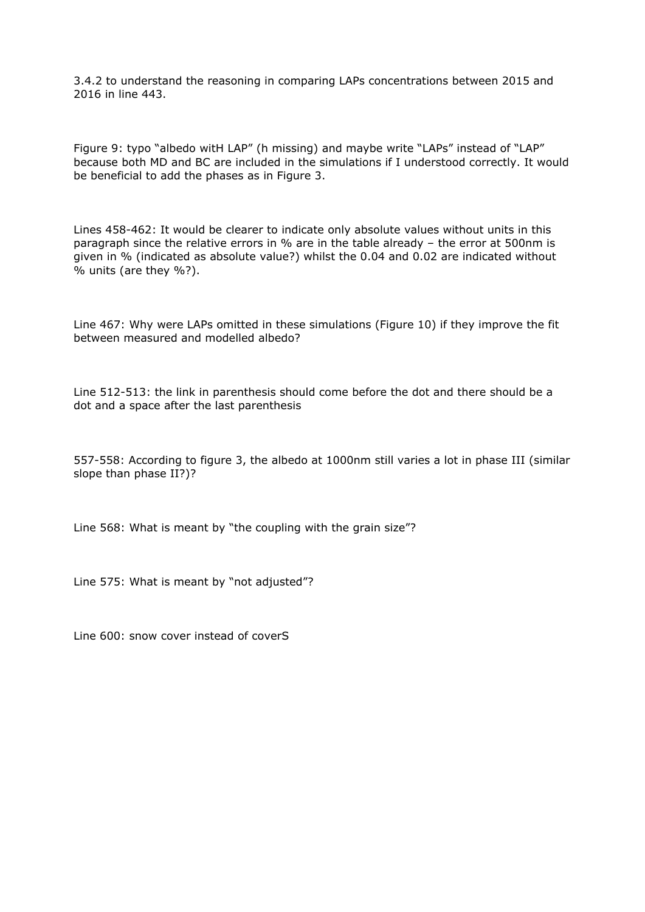3.4.2 to understand the reasoning in comparing LAPs concentrations between 2015 and 2016 in line 443.

Figure 9: typo "albedo witH LAP" (h missing) and maybe write "LAPs" instead of "LAP" because both MD and BC are included in the simulations if I understood correctly. It would be beneficial to add the phases as in Figure 3.

Lines 458-462: It would be clearer to indicate only absolute values without units in this paragraph since the relative errors in % are in the table already – the error at 500nm is given in % (indicated as absolute value?) whilst the 0.04 and 0.02 are indicated without % units (are they %?).

Line 467: Why were LAPs omitted in these simulations (Figure 10) if they improve the fit between measured and modelled albedo?

Line 512-513: the link in parenthesis should come before the dot and there should be a dot and a space after the last parenthesis

557-558: According to figure 3, the albedo at 1000nm still varies a lot in phase III (similar slope than phase II?)?

Line 568: What is meant by "the coupling with the grain size"?

Line 575: What is meant by "not adjusted"?

Line 600: snow cover instead of coverS